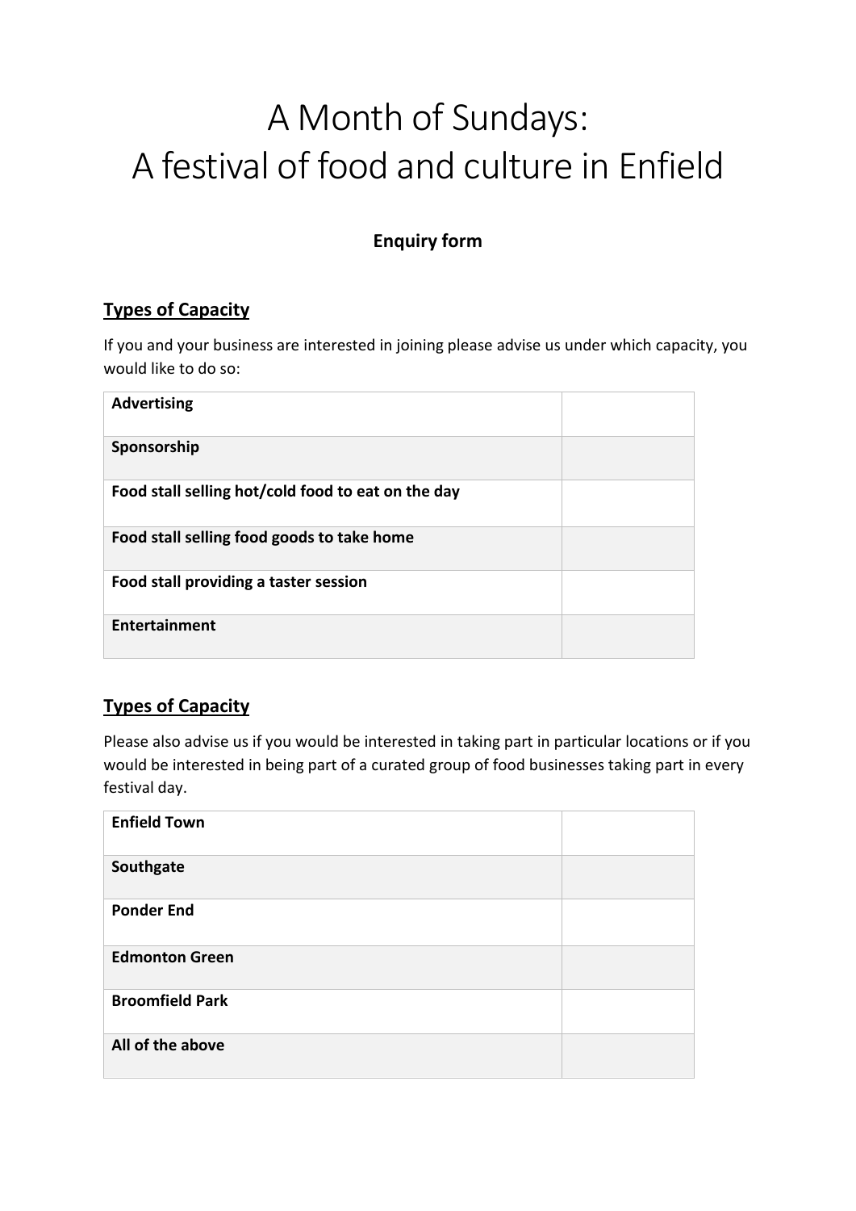# A Month of Sundays:
# A festival of food and culture in Enfield

### Enquiry form

## Types of Capacity

If you and your business are interested in joining please advise us under which capacity, you would like to do so:

| | |
|---|---|
| **Advertising** | |
| **Sponsorship** | |
| **Food stall selling hot/cold food to eat on the day** | |
| **Food stall selling food goods to take home** | |
| **Food stall providing a taster session** | |
| **Entertainment** | |

## Types of Capacity

Please also advise us if you would be interested in taking part in particular locations or if you would be interested in being part of a curated group of food businesses taking part in every festival day.

| | |
|---|---|
| **Enfield Town** | |
| **Southgate** | |
| **Ponder End** | |
| **Edmonton Green** | |
| **Broomfield Park** | |
| **All of the above** | |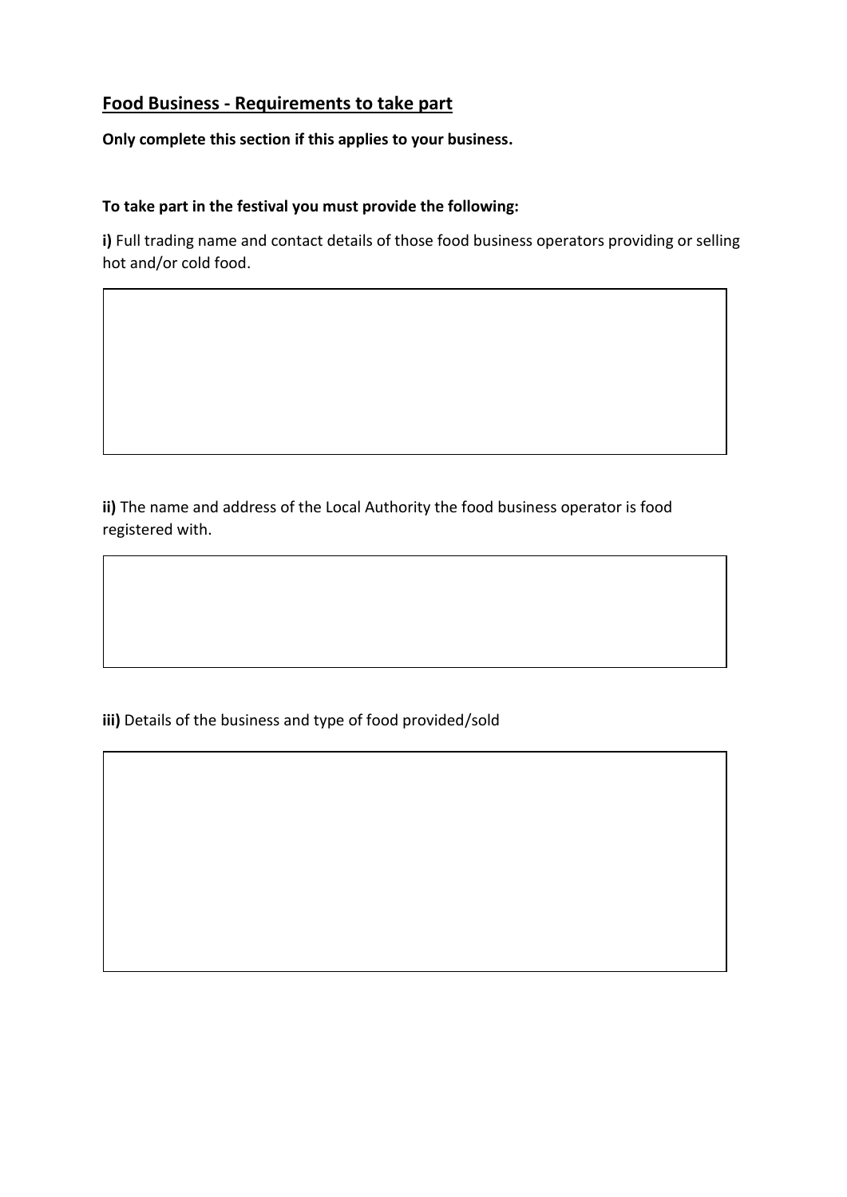## Food Business - Requirements to take part

**Only complete this section if this applies to your business.**

**To take part in the festival you must provide the following:**

**i)** Full trading name and contact details of those food business operators providing or selling hot and/or cold food.

**ii)** The name and address of the Local Authority the food business operator is food registered with.

**iii)** Details of the business and type of food provided/sold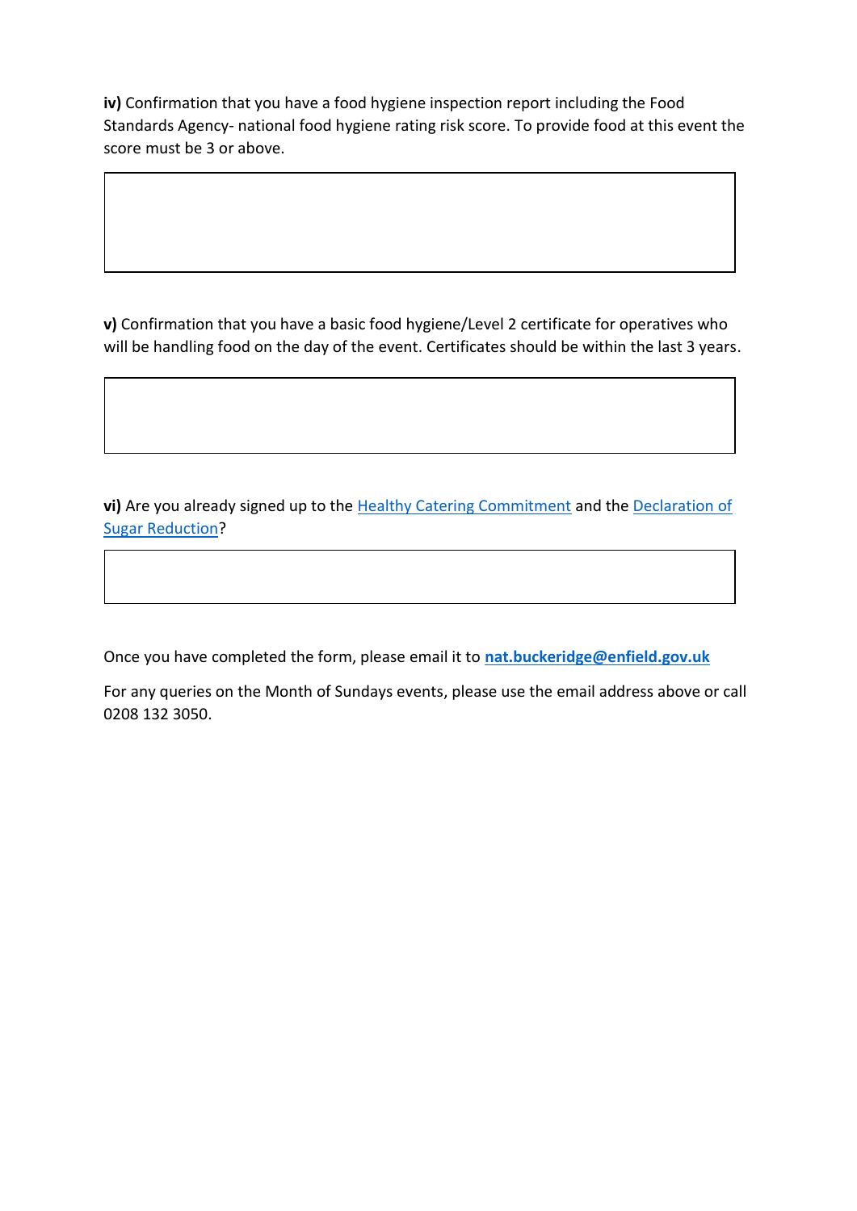**iv)** Confirmation that you have a food hygiene inspection report including the Food Standards Agency- national food hygiene rating risk score. To provide food at this event the score must be 3 or above.

| |
|---|
| |

**v)** Confirmation that you have a basic food hygiene/Level 2 certificate for operatives who will be handling food on the day of the event. Certificates should be within the last 3 years.

| |
|---|
| |

**vi)** Are you already signed up to the Healthy Catering Commitment and the Declaration of Sugar Reduction?

| |
|---|
| |

Once you have completed the form, please email it to **nat.buckeridge@enfield.gov.uk**

For any queries on the Month of Sundays events, please use the email address above or call 0208 132 3050.